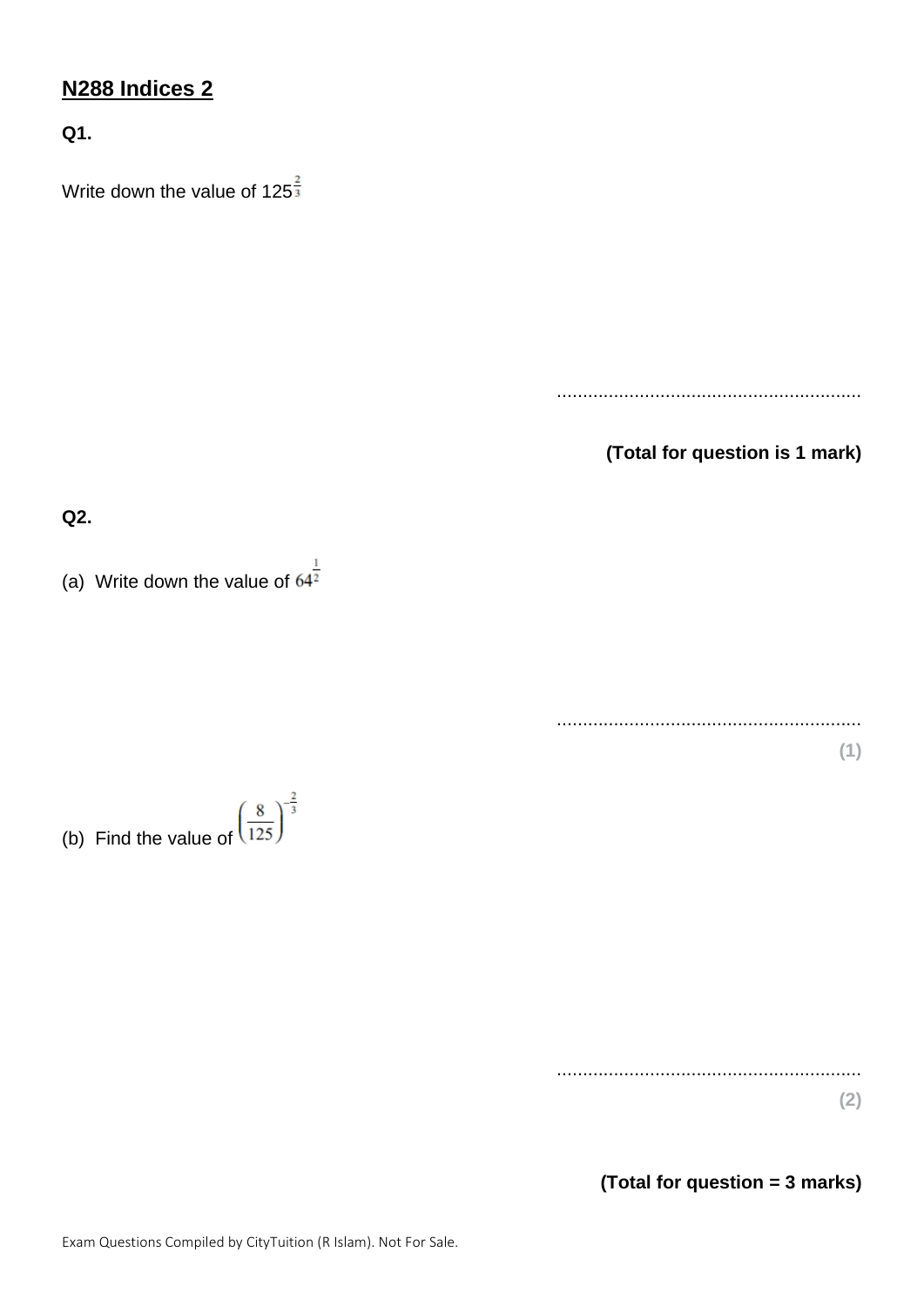## N288 Indices 2

**Q1.**

Write down the value of $125^{\frac{2}{3}}$

..........................................................

**(Total for question is 1 mark)**

**Q2.**

(a) Write down the value of $64^{\frac{1}{2}}$

..........................................................

**(1)**

(b) Find the value of $\left(\frac{8}{125}\right)^{-\frac{2}{3}}$

..........................................................

**(2)**

**(Total for question = 3 marks)**

Exam Questions Compiled by CityTuition (R Islam). Not For Sale.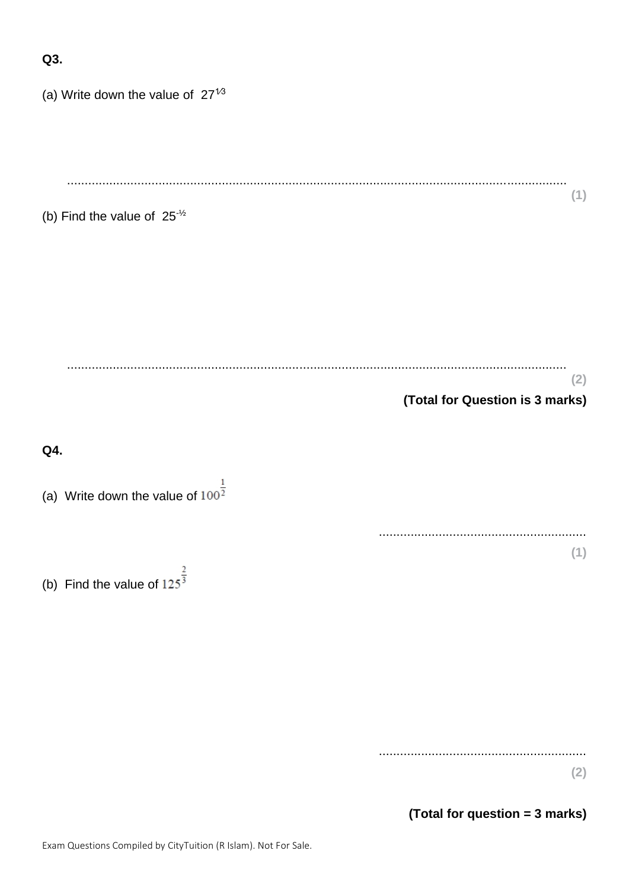**Q3.**

(a) Write down the value of $27^{1/3}$

..............................................................................................................................................

**(1)**

(b) Find the value of $25^{-½}$

..............................................................................................................................................

**(2)**

**(Total for Question is 3 marks)**

**Q4.**

(a) Write down the value of $100^{\frac{1}{2}}$

..........................................................

**(1)**

(b) Find the value of $125^{\frac{2}{3}}$

..........................................................

**(2)**

**(Total for question = 3 marks)**

Exam Questions Compiled by CityTuition (R Islam). Not For Sale.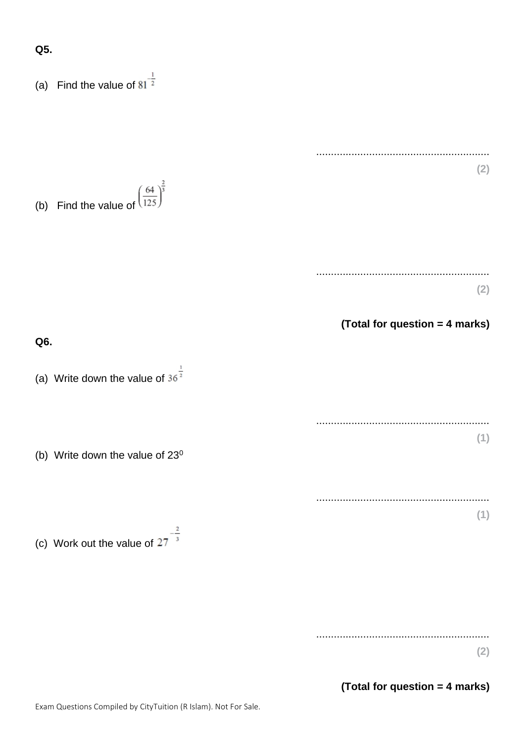**Q5.**

(a) Find the value of $81^{-\frac{1}{2}}$

..........................................................

**(2)**

(b) Find the value of $\left(\frac{64}{125}\right)^{\frac{2}{3}}$

..........................................................

**(2)**

**(Total for question = 4 marks)**

**Q6.**

(a) Write down the value of $36^{\frac{1}{2}}$

..........................................................

**(1)**

(b) Write down the value of $23^0$

..........................................................

**(1)**

(c) Work out the value of $27^{-\frac{2}{3}}$

..........................................................

**(2)**

**(Total for question = 4 marks)**

Exam Questions Compiled by CityTuition (R Islam). Not For Sale.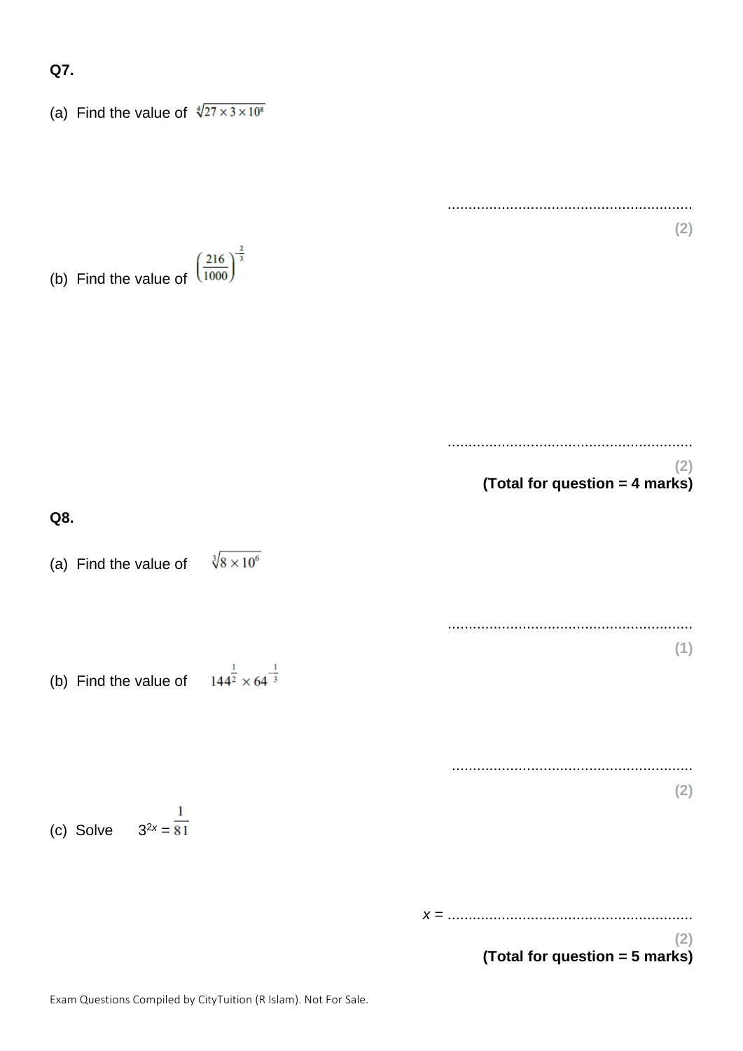**Q7.**

(a) Find the value of $\sqrt[4]{27 \times 3 \times 10^8}$

..........................................................

**(2)**

(b) Find the value of $\left(\frac{216}{1000}\right)^{-\frac{2}{3}}$

..........................................................

**(2)**

**(Total for question = 4 marks)**

**Q8.**

(a) Find the value of $\sqrt[3]{8 \times 10^6}$

..........................................................

**(1)**

(b) Find the value of $144^{\frac{1}{2}} \times 64^{-\frac{1}{3}}$

..........................................................

**(2)**

(c) Solve $3^{2x} = \frac{1}{81}$

$x$ = ..........................................................

**(2)**

**(Total for question = 5 marks)**

Exam Questions Compiled by CityTuition (R Islam). Not For Sale.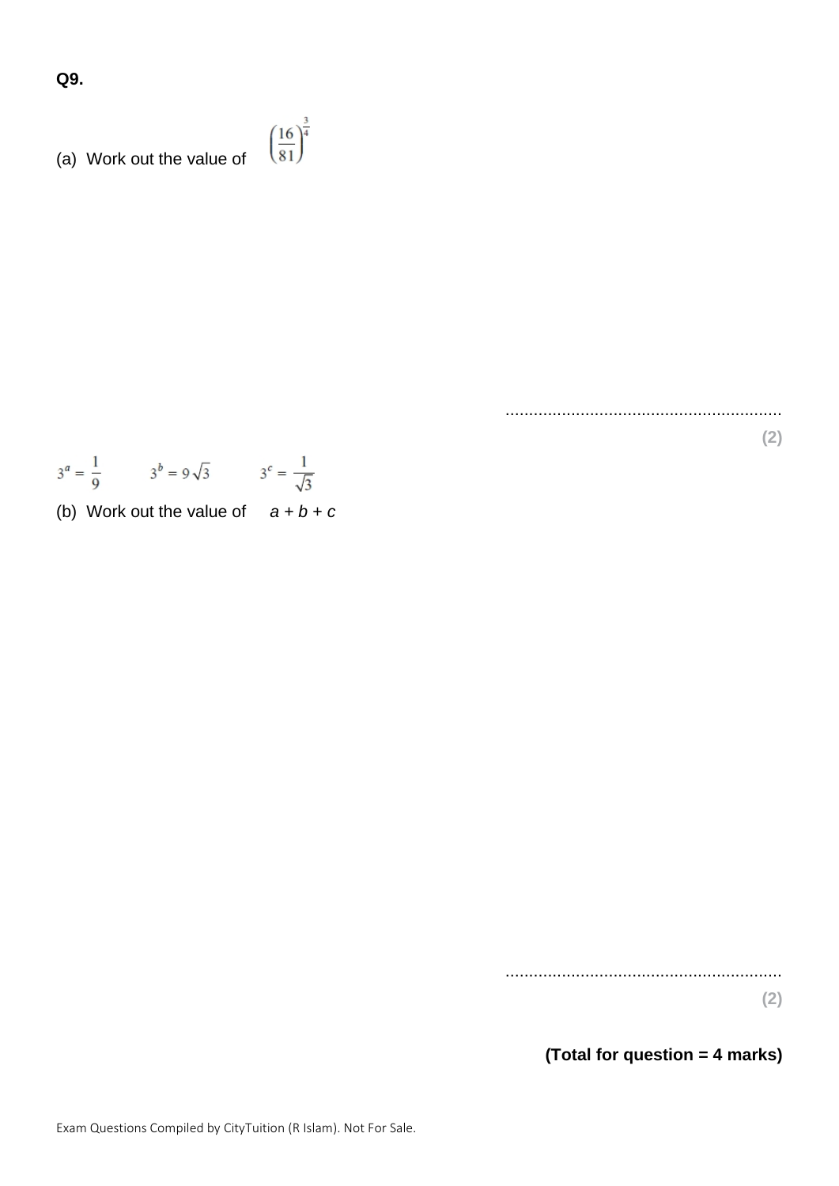**Q9.**

(a) Work out the value of $\left(\frac{16}{81}\right)^{\frac{3}{4}}$

..........................................................

**(2)**

$3^a = \frac{1}{9}$ $\quad$ $3^b = 9\sqrt{3}$ $\quad$ $3^c = \frac{1}{\sqrt{3}}$

(b) Work out the value of $a + b + c$

..........................................................

**(2)**

**(Total for question = 4 marks)**

Exam Questions Compiled by CityTuition (R Islam). Not For Sale.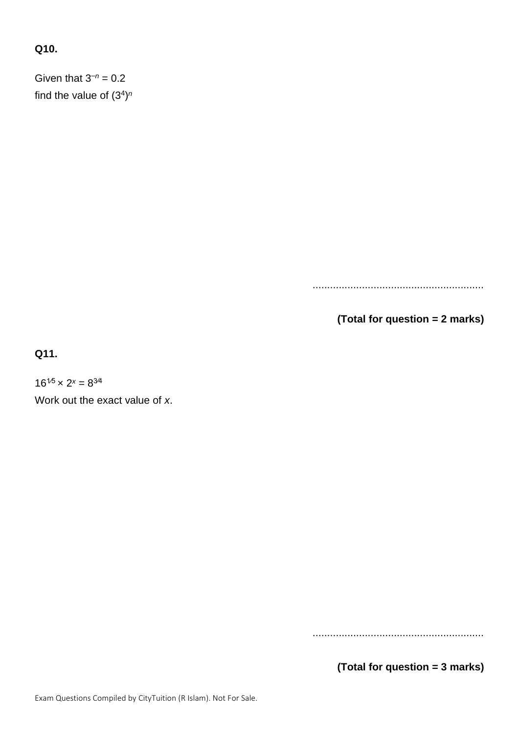**Q10.**

Given that $3^{-n} = 0.2$
find the value of $(3^4)^n$

..........................................................

**(Total for question = 2 marks)**

**Q11.**

$16^{\frac{1}{5}} \times 2^x = 8^{\frac{3}{4}}$
Work out the exact value of $x$.

..........................................................

**(Total for question = 3 marks)**

Exam Questions Compiled by CityTuition (R Islam). Not For Sale.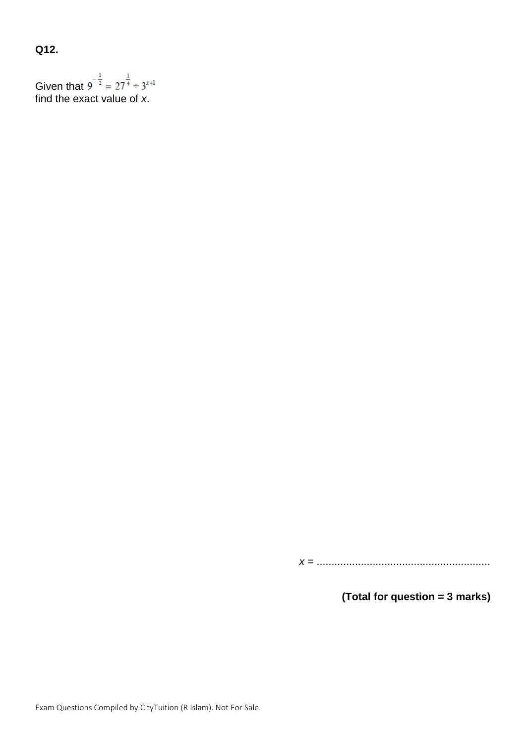**Q12.**

Given that $9^{-\frac{1}{2}} = 27^{\frac{1}{4}} \div 3^{x+1}$
find the exact value of $x$.

$x$ = ..........................................................

**(Total for question = 3 marks)**

Exam Questions Compiled by CityTuition (R Islam). Not For Sale.